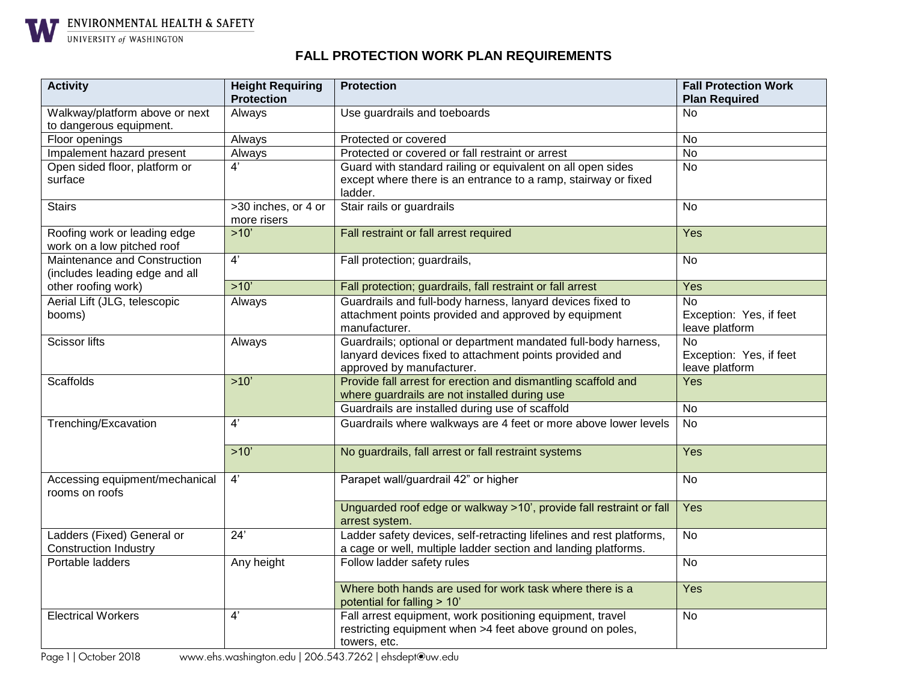# FALL PROTECTION WORK PLAN REQUIREMENTS

| Activity | Height Requiring Protection | Protection | Fall Protection Work Plan Required |
|---|---|---|---|
| Walkway/platform above or next to dangerous equipment. | Always | Use guardrails and toeboards | No |
| Floor openings | Always | Protected or covered | No |
| Impalement hazard present | Always | Protected or covered or fall restraint or arrest | No |
| Open sided floor, platform or surface | 4’ | Guard with standard railing or equivalent on all open sides except where there is an entrance to a ramp, stairway or fixed ladder. | No |
| Stairs | >30 inches, or 4 or more risers | Stair rails or guardrails | No |
| Roofing work or leading edge work on a low pitched roof | >10’ | Fall restraint or fall arrest required | Yes |
| Maintenance and Construction (includes leading edge and all other roofing work) | 4’ | Fall protection; guardrails, | No |
| | >10’ | Fall protection; guardrails, fall restraint or fall arrest | Yes |
| Aerial Lift (JLG, telescopic booms) | Always | Guardrails and full-body harness, lanyard devices fixed to attachment points provided and approved by equipment manufacturer. | No<br>Exception: Yes, if feet leave platform |
| Scissor lifts | Always | Guardrails; optional or department mandated full-body harness, lanyard devices fixed to attachment points provided and approved by manufacturer. | No<br>Exception: Yes, if feet leave platform |
| Scaffolds | >10’ | Provide fall arrest for erection and dismantling scaffold and where guardrails are not installed during use | Yes |
| | | Guardrails are installed during use of scaffold | No |
| Trenching/Excavation | 4’ | Guardrails where walkways are 4 feet or more above lower levels | No |
| | >10’ | No guardrails, fall arrest or fall restraint systems | Yes |
| Accessing equipment/mechanical rooms on roofs | 4’ | Parapet wall/guardrail 42” or higher | No |
| | | Unguarded roof edge or walkway >10’, provide fall restraint or fall arrest system. | Yes |
| Ladders (Fixed) General or Construction Industry | 24’ | Ladder safety devices, self-retracting lifelines and rest platforms, a cage or well, multiple ladder section and landing platforms. | No |
| Portable ladders | Any height | Follow ladder safety rules | No |
| | | Where both hands are used for work task where there is a potential for falling > 10’ | Yes |
| Electrical Workers | 4’ | Fall arrest equipment, work positioning equipment, travel restricting equipment when >4 feet above ground on poles, towers, etc. | No |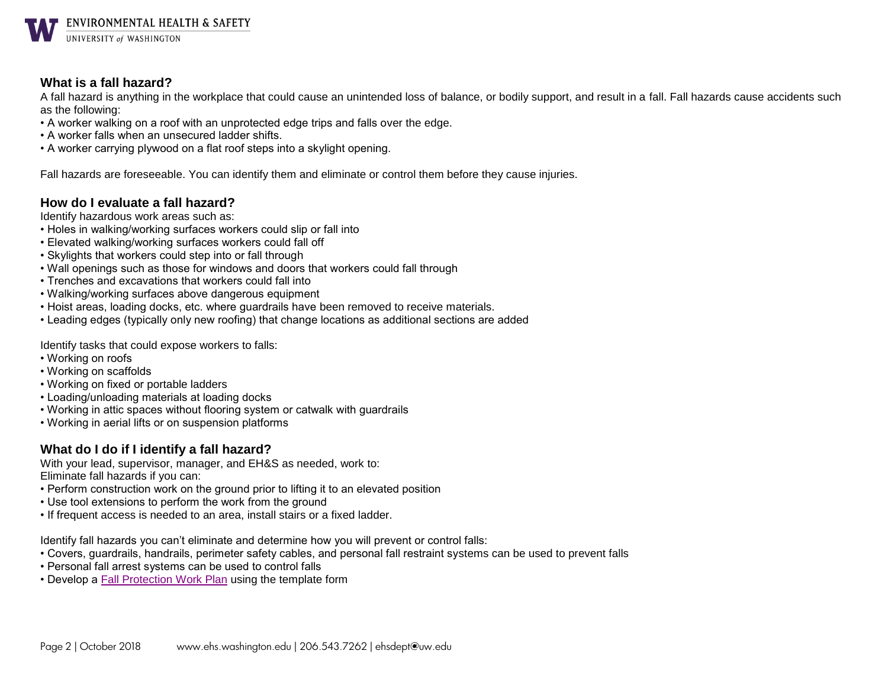## What is a fall hazard?

A fall hazard is anything in the workplace that could cause an unintended loss of balance, or bodily support, and result in a fall. Fall hazards cause accidents such as the following:

- A worker walking on a roof with an unprotected edge trips and falls over the edge.
- A worker falls when an unsecured ladder shifts.
- A worker carrying plywood on a flat roof steps into a skylight opening.

Fall hazards are foreseeable. You can identify them and eliminate or control them before they cause injuries.

## How do I evaluate a fall hazard?

Identify hazardous work areas such as:

- Holes in walking/working surfaces workers could slip or fall into
- Elevated walking/working surfaces workers could fall off
- Skylights that workers could step into or fall through
- Wall openings such as those for windows and doors that workers could fall through
- Trenches and excavations that workers could fall into
- Walking/working surfaces above dangerous equipment
- Hoist areas, loading docks, etc. where guardrails have been removed to receive materials.
- Leading edges (typically only new roofing) that change locations as additional sections are added

Identify tasks that could expose workers to falls:

- Working on roofs
- Working on scaffolds
- Working on fixed or portable ladders
- Loading/unloading materials at loading docks
- Working in attic spaces without flooring system or catwalk with guardrails
- Working in aerial lifts or on suspension platforms

## What do I do if I identify a fall hazard?

With your lead, supervisor, manager, and EH&S as needed, work to:

Eliminate fall hazards if you can:

- Perform construction work on the ground prior to lifting it to an elevated position
- Use tool extensions to perform the work from the ground
- If frequent access is needed to an area, install stairs or a fixed ladder.

Identify fall hazards you can't eliminate and determine how you will prevent or control falls:

- Covers, guardrails, handrails, perimeter safety cables, and personal fall restraint systems can be used to prevent falls
- Personal fall arrest systems can be used to control falls
- Develop a Fall Protection Work Plan using the template form